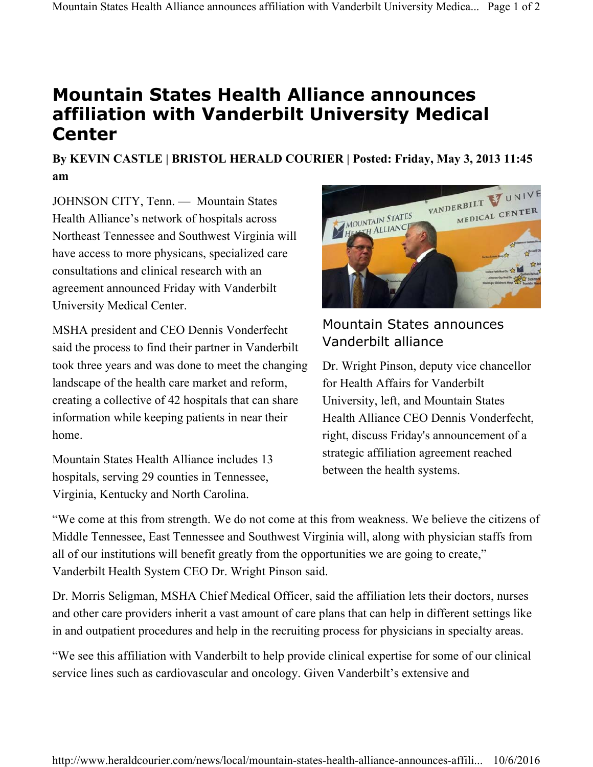# Mountain States Health Alliance announces affiliation with Vanderbilt University Medical Center

**By KEVIN CASTLE | BRISTOL HERALD COURIER | Posted: Friday, May 3, 2013 11:45 am**

JOHNSON CITY, Tenn. — Mountain States Health Alliance's network of hospitals across Northeast Tennessee and Southwest Virginia will have access to more physicans, specialized care consultations and clinical research with an agreement announced Friday with Vanderbilt University Medical Center.

MSHA president and CEO Dennis Vonderfecht said the process to find their partner in Vanderbilt took three years and was done to meet the changing landscape of the health care market and reform, creating a collective of 42 hospitals that can share information while keeping patients in near their home.

Mountain States Health Alliance includes 13 hospitals, serving 29 counties in Tennessee, Virginia, Kentucky and North Carolina.

Mountain States announces Vanderbilt alliance

Dr. Wright Pinson, deputy vice chancellor for Health Affairs for Vanderbilt University, left, and Mountain States Health Alliance CEO Dennis Vonderfecht, right, discuss Friday's announcement of a strategic affiliation agreement reached between the health systems.

"We come at this from strength. We do not come at this from weakness. We believe the citizens of Middle Tennessee, East Tennessee and Southwest Virginia will, along with physician staffs from all of our institutions will benefit greatly from the opportunities we are going to create," Vanderbilt Health System CEO Dr. Wright Pinson said.

Dr. Morris Seligman, MSHA Chief Medical Officer, said the affiliation lets their doctors, nurses and other care providers inherit a vast amount of care plans that can help in different settings like in and outpatient procedures and help in the recruiting process for physicians in specialty areas.

"We see this affiliation with Vanderbilt to help provide clinical expertise for some of our clinical service lines such as cardiovascular and oncology. Given Vanderbilt's extensive and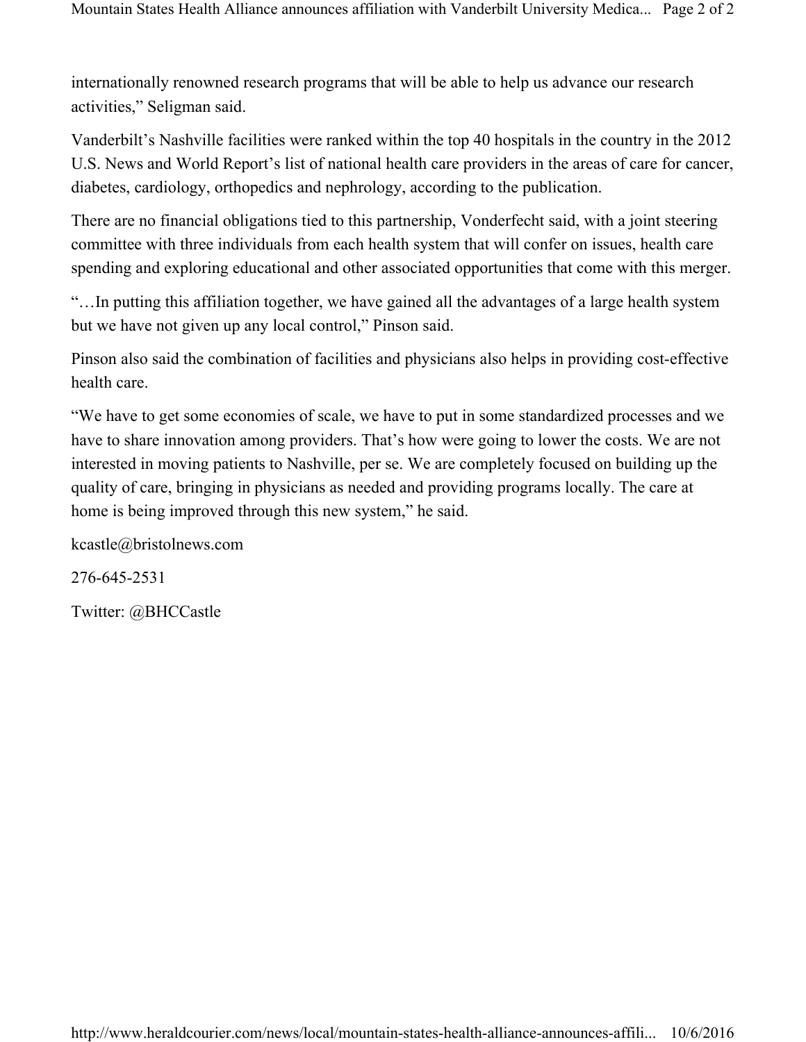internationally renowned research programs that will be able to help us advance our research activities," Seligman said.

Vanderbilt's Nashville facilities were ranked within the top 40 hospitals in the country in the 2012 U.S. News and World Report's list of national health care providers in the areas of care for cancer, diabetes, cardiology, orthopedics and nephrology, according to the publication.

There are no financial obligations tied to this partnership, Vonderfecht said, with a joint steering committee with three individuals from each health system that will confer on issues, health care spending and exploring educational and other associated opportunities that come with this merger.

"…In putting this affiliation together, we have gained all the advantages of a large health system but we have not given up any local control," Pinson said.

Pinson also said the combination of facilities and physicians also helps in providing cost-effective health care.

"We have to get some economies of scale, we have to put in some standardized processes and we have to share innovation among providers. That's how were going to lower the costs. We are not interested in moving patients to Nashville, per se. We are completely focused on building up the quality of care, bringing in physicians as needed and providing programs locally. The care at home is being improved through this new system," he said.

kcastle@bristolnews.com

276-645-2531

Twitter: @BHCCastle